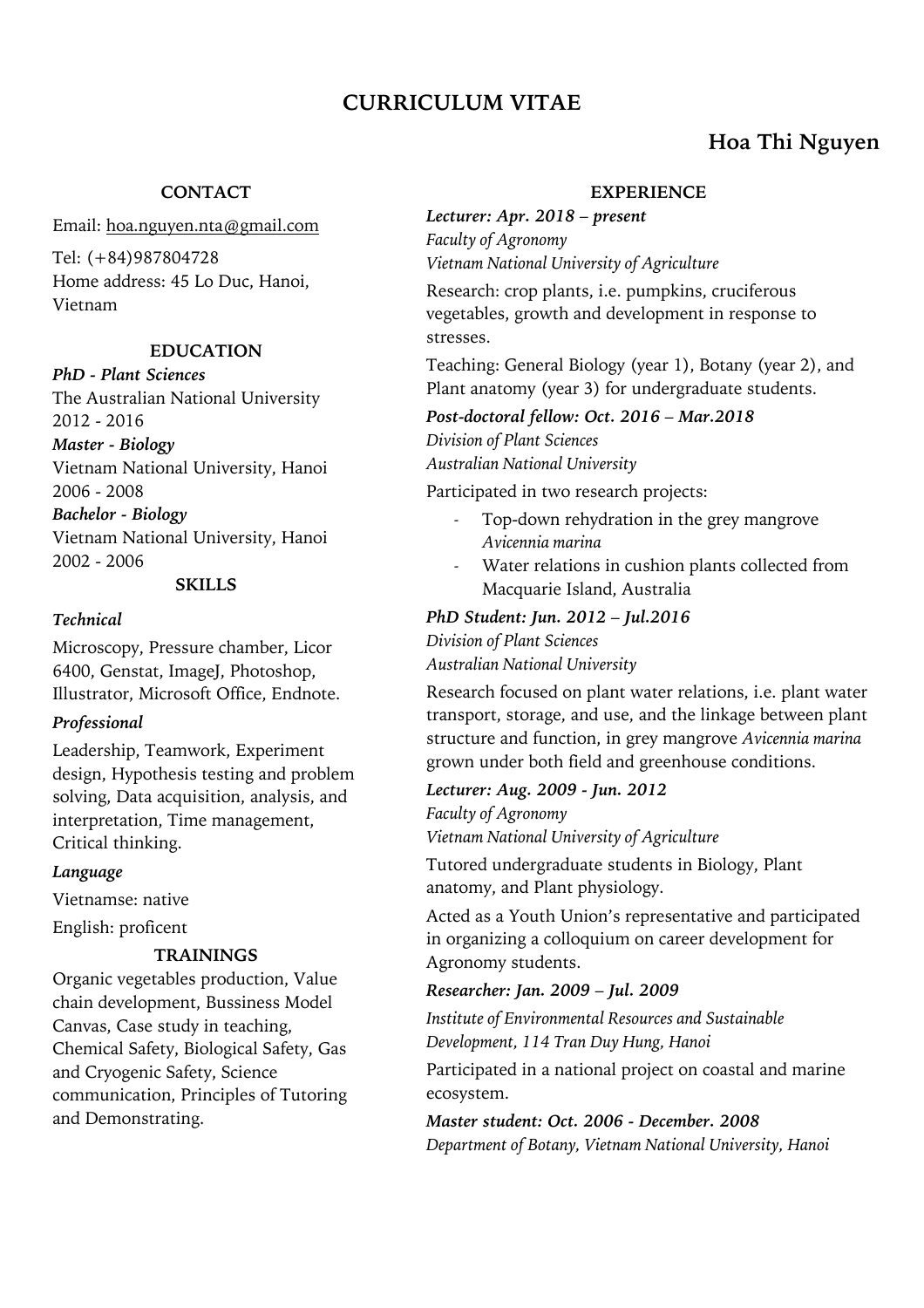# CURRICULUM VITAE

## Hoa Thi Nguyen

### CONTACT

Email: hoa.nguyen.nta@gmail.com

Tel: (+84)987804728
Home address: 45 Lo Duc, Hanoi, Vietnam

### EDUCATION

***PhD - Plant Sciences***
The Australian National University
2012 - 2016

***Master - Biology***
Vietnam National University, Hanoi
2006 - 2008

***Bachelor - Biology***
Vietnam National University, Hanoi
2002 - 2006

### SKILLS

***Technical***

Microscopy, Pressure chamber, Licor 6400, Genstat, ImageJ, Photoshop, Illustrator, Microsoft Office, Endnote.

***Professional***

Leadership, Teamwork, Experiment design, Hypothesis testing and problem solving, Data acquisition, analysis, and interpretation, Time management, Critical thinking.

***Language***

Vietnamse: native

English: proficent

### TRAININGS

Organic vegetables production, Value chain development, Bussiness Model Canvas, Case study in teaching, Chemical Safety, Biological Safety, Gas and Cryogenic Safety, Science communication, Principles of Tutoring and Demonstrating.

### EXPERIENCE

***Lecturer: Apr. 2018 – present***
*Faculty of Agronomy*
*Vietnam National University of Agriculture*

Research: crop plants, i.e. pumpkins, cruciferous vegetables, growth and development in response to stresses.

Teaching: General Biology (year 1), Botany (year 2), and Plant anatomy (year 3) for undergraduate students.

***Post-doctoral fellow: Oct. 2016 – Mar.2018***
*Division of Plant Sciences*
*Australian National University*

Participated in two research projects:

- Top-down rehydration in the grey mangrove *Avicennia marina*
- Water relations in cushion plants collected from Macquarie Island, Australia

***PhD Student: Jun. 2012 – Jul.2016***
*Division of Plant Sciences*
*Australian National University*

Research focused on plant water relations, i.e. plant water transport, storage, and use, and the linkage between plant structure and function, in grey mangrove *Avicennia marina* grown under both field and greenhouse conditions.

***Lecturer: Aug. 2009 - Jun. 2012***
*Faculty of Agronomy*
*Vietnam National University of Agriculture*

Tutored undergraduate students in Biology, Plant anatomy, and Plant physiology.

Acted as a Youth Union's representative and participated in organizing a colloquium on career development for Agronomy students.

***Researcher: Jan. 2009 – Jul. 2009***
*Institute of Environmental Resources and Sustainable Development, 114 Tran Duy Hung, Hanoi*

Participated in a national project on coastal and marine ecosystem.

***Master student: Oct. 2006 - December. 2008***
*Department of Botany, Vietnam National University, Hanoi*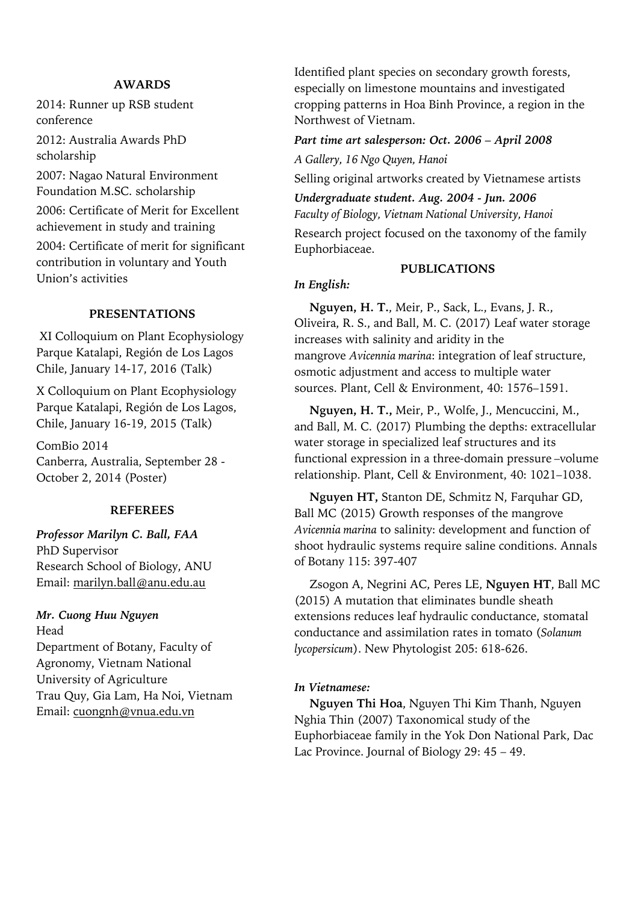## AWARDS

2014: Runner up RSB student conference

2012: Australia Awards PhD scholarship

2007: Nagao Natural Environment Foundation M.SC. scholarship

2006: Certificate of Merit for Excellent achievement in study and training

2004: Certificate of merit for significant contribution in voluntary and Youth Union's activities

## PRESENTATIONS

XI Colloquium on Plant Ecophysiology
Parque Katalapi, Región de Los Lagos
Chile, January 14-17, 2016 (Talk)

X Colloquium on Plant Ecophysiology
Parque Katalapi, Región de Los Lagos,
Chile, January 16-19, 2015 (Talk)

ComBio 2014
Canberra, Australia, September 28 - October 2, 2014 (Poster)

## REFEREES

***Professor Marilyn C. Ball, FAA***
PhD Supervisor
Research School of Biology, ANU
Email: marilyn.ball@anu.edu.au

***Mr. Cuong Huu Nguyen***
Head
Department of Botany, Faculty of Agronomy, Vietnam National University of Agriculture
Trau Quy, Gia Lam, Ha Noi, Vietnam
Email: cuongnh@vnua.edu.vn

Identified plant species on secondary growth forests, especially on limestone mountains and investigated cropping patterns in Hoa Binh Province, a region in the Northwest of Vietnam.

***Part time art salesperson: Oct. 2006 – April 2008***

*A Gallery, 16 Ngo Quyen, Hanoi*

Selling original artworks created by Vietnamese artists

***Undergraduate student. Aug. 2004 - Jun. 2006***

*Faculty of Biology, Vietnam National University, Hanoi*

Research project focused on the taxonomy of the family Euphorbiaceae.

## PUBLICATIONS

***In English:***

**Nguyen, H. T.**, Meir, P., Sack, L., Evans, J. R., Oliveira, R. S., and Ball, M. C. (2017) Leaf water storage increases with salinity and aridity in the mangrove *Avicennia marina*: integration of leaf structure, osmotic adjustment and access to multiple water sources. Plant, Cell & Environment, 40: 1576–1591.

**Nguyen, H. T.,** Meir, P., Wolfe, J., Mencuccini, M., and Ball, M. C. (2017) Plumbing the depths: extracellular water storage in specialized leaf structures and its functional expression in a three-domain pressure –volume relationship. Plant, Cell & Environment, 40: 1021–1038.

**Nguyen HT,** Stanton DE, Schmitz N, Farquhar GD, Ball MC (2015) Growth responses of the mangrove *Avicennia marina* to salinity: development and function of shoot hydraulic systems require saline conditions. Annals of Botany 115: 397-407

Zsogon A, Negrini AC, Peres LE, **Nguyen HT**, Ball MC (2015) A mutation that eliminates bundle sheath extensions reduces leaf hydraulic conductance, stomatal conductance and assimilation rates in tomato (*Solanum lycopersicum*). New Phytologist 205: 618-626.

***In Vietnamese:***

**Nguyen Thi Hoa**, Nguyen Thi Kim Thanh, Nguyen Nghia Thin (2007) Taxonomical study of the Euphorbiaceae family in the Yok Don National Park, Dac Lac Province. Journal of Biology 29: 45 – 49.